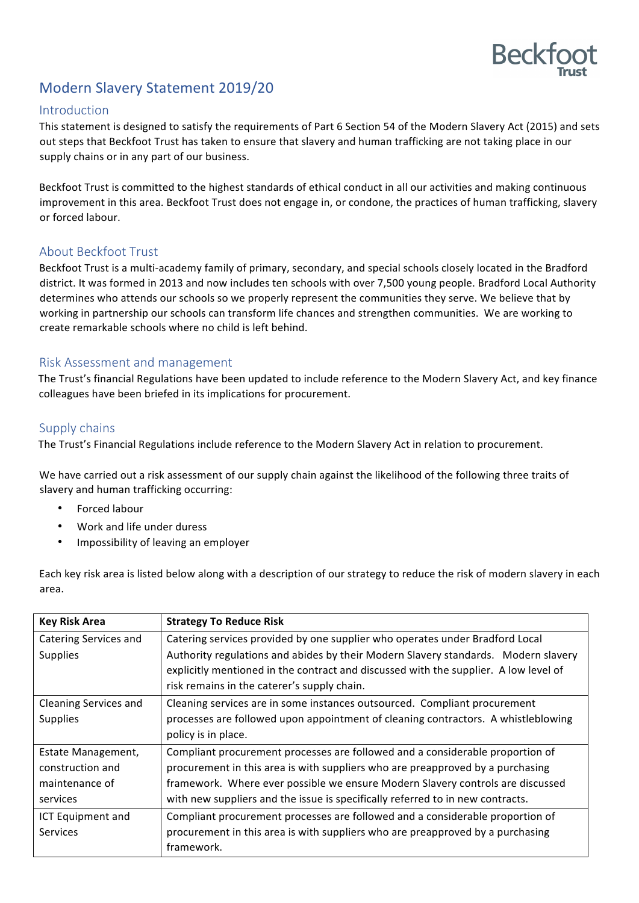# Modern Slavery Statement 2019/20

## Introduction

This statement is designed to satisfy the requirements of Part 6 Section 54 of the Modern Slavery Act (2015) and sets out steps that Beckfoot Trust has taken to ensure that slavery and human trafficking are not taking place in our supply chains or in any part of our business.

Beckfoot Trust is committed to the highest standards of ethical conduct in all our activities and making continuous improvement in this area. Beckfoot Trust does not engage in, or condone, the practices of human trafficking, slavery or forced labour.

## About Beckfoot Trust

Beckfoot Trust is a multi-academy family of primary, secondary, and special schools closely located in the Bradford district. It was formed in 2013 and now includes ten schools with over 7,500 young people. Bradford Local Authority determines who attends our schools so we properly represent the communities they serve. We believe that by working in partnership our schools can transform life chances and strengthen communities. We are working to create remarkable schools where no child is left behind.

## Risk Assessment and management

The Trust's financial Regulations have been updated to include reference to the Modern Slavery Act, and key finance colleagues have been briefed in its implications for procurement.

## Supply chains

The Trust's Financial Regulations include reference to the Modern Slavery Act in relation to procurement.

We have carried out a risk assessment of our supply chain against the likelihood of the following three traits of slavery and human trafficking occurring:

- Forced labour
- Work and life under duress
- Impossibility of leaving an employer

Each key risk area is listed below along with a description of our strategy to reduce the risk of modern slavery in each area.

| Key Risk Area | Strategy To Reduce Risk |
|---|---|
| Catering Services and Supplies | Catering services provided by one supplier who operates under Bradford Local Authority regulations and abides by their Modern Slavery standards. Modern slavery explicitly mentioned in the contract and discussed with the supplier. A low level of risk remains in the caterer's supply chain. |
| Cleaning Services and Supplies | Cleaning services are in some instances outsourced. Compliant procurement processes are followed upon appointment of cleaning contractors. A whistleblowing policy is in place. |
| Estate Management, construction and maintenance of services | Compliant procurement processes are followed and a considerable proportion of procurement in this area is with suppliers who are preapproved by a purchasing framework. Where ever possible we ensure Modern Slavery controls are discussed with new suppliers and the issue is specifically referred to in new contracts. |
| ICT Equipment and Services | Compliant procurement processes are followed and a considerable proportion of procurement in this area is with suppliers who are preapproved by a purchasing framework. |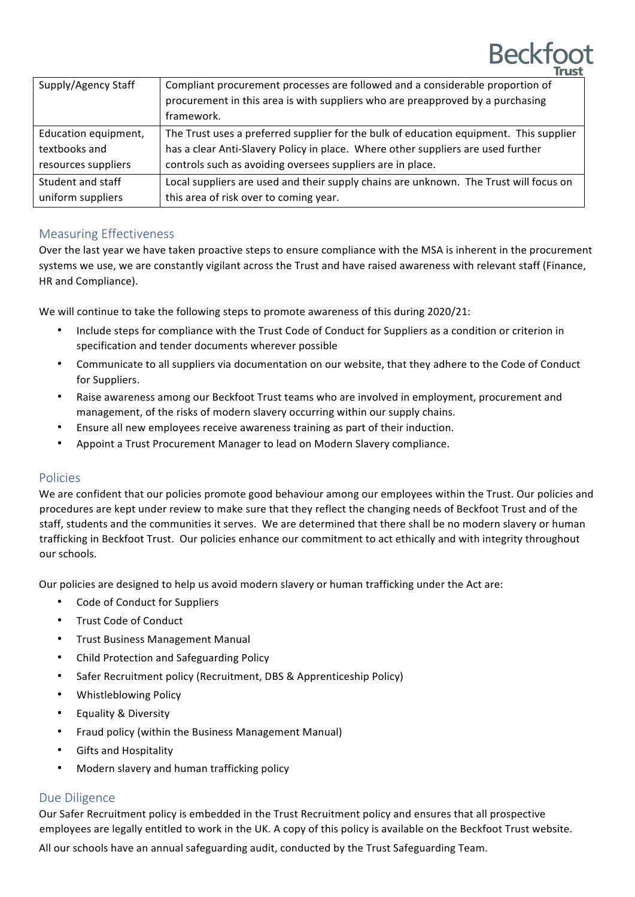| Supply/Agency Staff | Compliant procurement processes are followed and a considerable proportion of procurement in this area is with suppliers who are preapproved by a purchasing framework. |
|---|---|
| Education equipment, textbooks and resources suppliers | The Trust uses a preferred supplier for the bulk of education equipment. This supplier has a clear Anti-Slavery Policy in place. Where other suppliers are used further controls such as avoiding oversees suppliers are in place. |
| Student and staff uniform suppliers | Local suppliers are used and their supply chains are unknown. The Trust will focus on this area of risk over to coming year. |

## Measuring Effectiveness

Over the last year we have taken proactive steps to ensure compliance with the MSA is inherent in the procurement systems we use, we are constantly vigilant across the Trust and have raised awareness with relevant staff (Finance, HR and Compliance).

We will continue to take the following steps to promote awareness of this during 2020/21:

- Include steps for compliance with the Trust Code of Conduct for Suppliers as a condition or criterion in specification and tender documents wherever possible
- Communicate to all suppliers via documentation on our website, that they adhere to the Code of Conduct for Suppliers.
- Raise awareness among our Beckfoot Trust teams who are involved in employment, procurement and management, of the risks of modern slavery occurring within our supply chains.
- Ensure all new employees receive awareness training as part of their induction.
- Appoint a Trust Procurement Manager to lead on Modern Slavery compliance.

## Policies

We are confident that our policies promote good behaviour among our employees within the Trust. Our policies and procedures are kept under review to make sure that they reflect the changing needs of Beckfoot Trust and of the staff, students and the communities it serves. We are determined that there shall be no modern slavery or human trafficking in Beckfoot Trust. Our policies enhance our commitment to act ethically and with integrity throughout our schools.

Our policies are designed to help us avoid modern slavery or human trafficking under the Act are:

- Code of Conduct for Suppliers
- Trust Code of Conduct
- Trust Business Management Manual
- Child Protection and Safeguarding Policy
- Safer Recruitment policy (Recruitment, DBS & Apprenticeship Policy)
- Whistleblowing Policy
- Equality & Diversity
- Fraud policy (within the Business Management Manual)
- Gifts and Hospitality
- Modern slavery and human trafficking policy

## Due Diligence

Our Safer Recruitment policy is embedded in the Trust Recruitment policy and ensures that all prospective employees are legally entitled to work in the UK. A copy of this policy is available on the Beckfoot Trust website.

All our schools have an annual safeguarding audit, conducted by the Trust Safeguarding Team.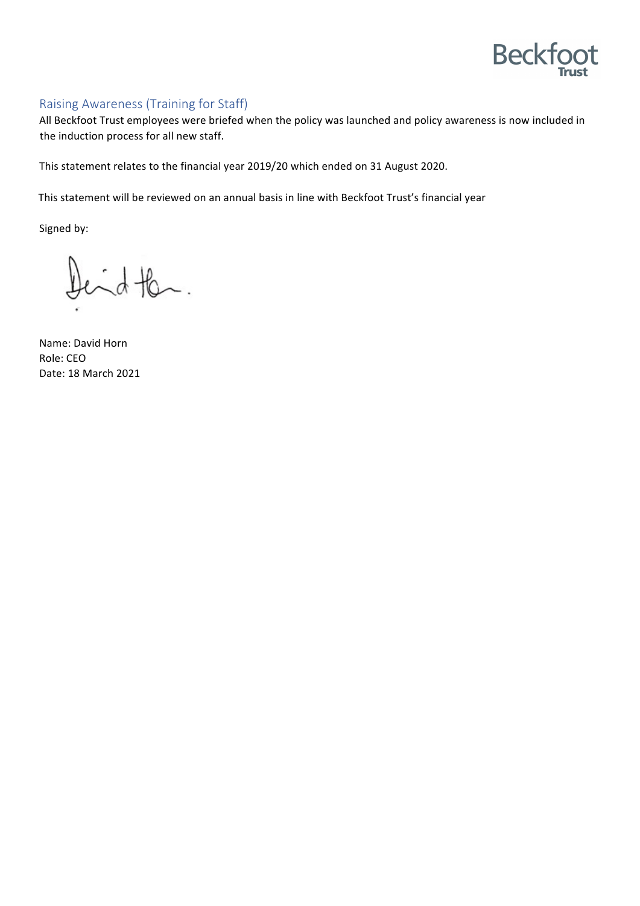## Raising Awareness (Training for Staff)

All Beckfoot Trust employees were briefed when the policy was launched and policy awareness is now included in the induction process for all new staff.

This statement relates to the financial year 2019/20 which ended on 31 August 2020.

This statement will be reviewed on an annual basis in line with Beckfoot Trust's financial year

Signed by:

Name: David Horn
Role: CEO
Date: 18 March 2021